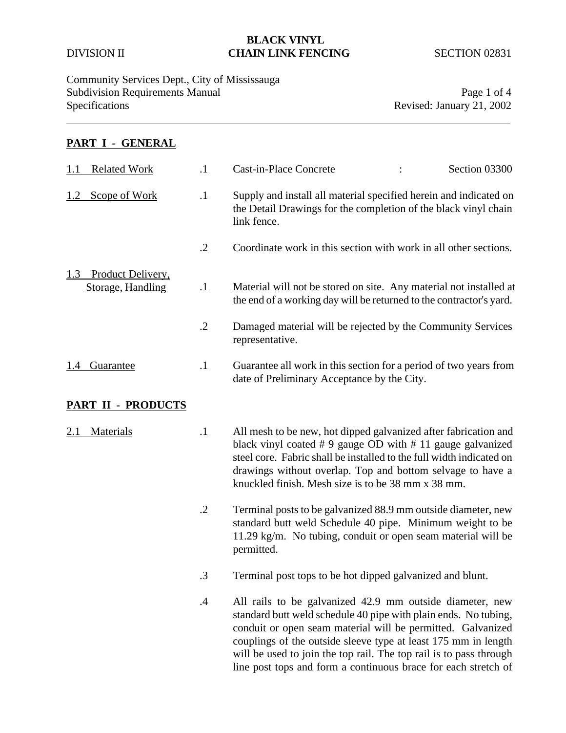# BLACK VINYL CHAIN LINK FENCING

DIVISION II — SECTION 02831

Community Services Dept., City of Mississauga
Subdivision Requirements Manual
Specifications
Revised: January 21, 2002

## PART I - GENERAL

**1.1 Related Work**

.1 Cast-in-Place Concrete : Section 03300

**1.2 Scope of Work**

.1 Supply and install all material specified herein and indicated on the Detail Drawings for the completion of the black vinyl chain link fence.

.2 Coordinate work in this section with work in all other sections.

**1.3 Product Delivery, Storage, Handling**

.1 Material will not be stored on site. Any material not installed at the end of a working day will be returned to the contractor's yard.

.2 Damaged material will be rejected by the Community Services representative.

**1.4 Guarantee**

.1 Guarantee all work in this section for a period of two years from date of Preliminary Acceptance by the City.

## PART II - PRODUCTS

**2.1 Materials**

.1 All mesh to be new, hot dipped galvanized after fabrication and black vinyl coated # 9 gauge OD with # 11 gauge galvanized steel core. Fabric shall be installed to the full width indicated on drawings without overlap. Top and bottom selvage to have a knuckled finish. Mesh size is to be 38 mm x 38 mm.

.2 Terminal posts to be galvanized 88.9 mm outside diameter, new standard butt weld Schedule 40 pipe. Minimum weight to be 11.29 kg/m. No tubing, conduit or open seam material will be permitted.

.3 Terminal post tops to be hot dipped galvanized and blunt.

.4 All rails to be galvanized 42.9 mm outside diameter, new standard butt weld schedule 40 pipe with plain ends. No tubing, conduit or open seam material will be permitted. Galvanized couplings of the outside sleeve type at least 175 mm in length will be used to join the top rail. The top rail is to pass through line post tops and form a continuous brace for each stretch of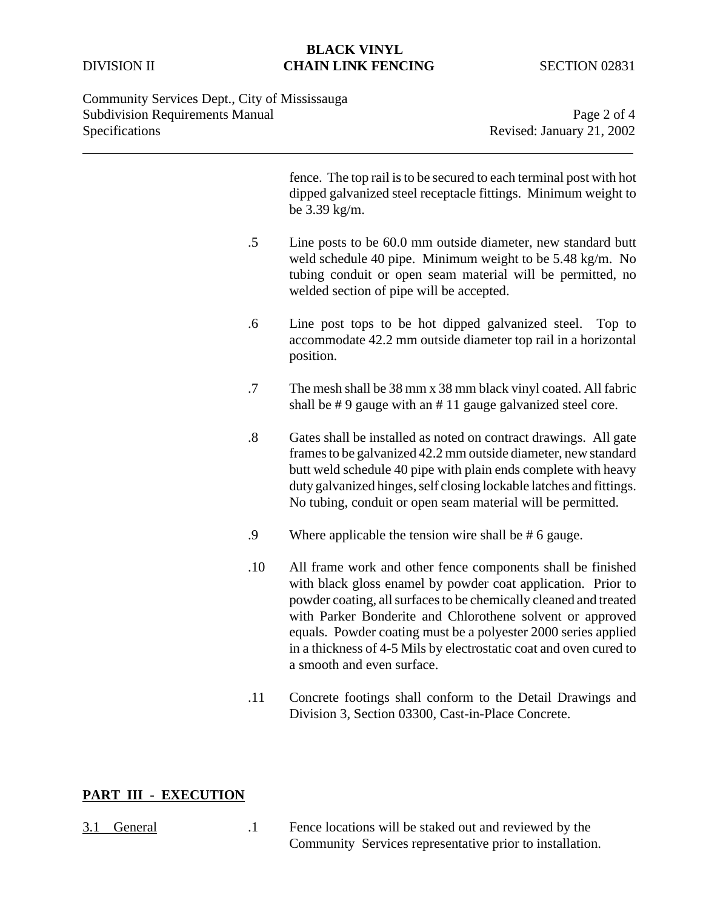fence. The top rail is to be secured to each terminal post with hot dipped galvanized steel receptacle fittings. Minimum weight to be 3.39 kg/m.

.5 Line posts to be 60.0 mm outside diameter, new standard butt weld schedule 40 pipe. Minimum weight to be 5.48 kg/m. No tubing conduit or open seam material will be permitted, no welded section of pipe will be accepted.

.6 Line post tops to be hot dipped galvanized steel. Top to accommodate 42.2 mm outside diameter top rail in a horizontal position.

.7 The mesh shall be 38 mm x 38 mm black vinyl coated. All fabric shall be # 9 gauge with an # 11 gauge galvanized steel core.

.8 Gates shall be installed as noted on contract drawings. All gate frames to be galvanized 42.2 mm outside diameter, new standard butt weld schedule 40 pipe with plain ends complete with heavy duty galvanized hinges, self closing lockable latches and fittings. No tubing, conduit or open seam material will be permitted.

.9 Where applicable the tension wire shall be # 6 gauge.

.10 All frame work and other fence components shall be finished with black gloss enamel by powder coat application. Prior to powder coating, all surfaces to be chemically cleaned and treated with Parker Bonderite and Chlorothene solvent or approved equals. Powder coating must be a polyester 2000 series applied in a thickness of 4-5 Mils by electrostatic coat and oven cured to a smooth and even surface.

.11 Concrete footings shall conform to the Detail Drawings and Division 3, Section 03300, Cast-in-Place Concrete.

## PART III - EXECUTION

3.1 General

.1 Fence locations will be staked out and reviewed by the Community Services representative prior to installation.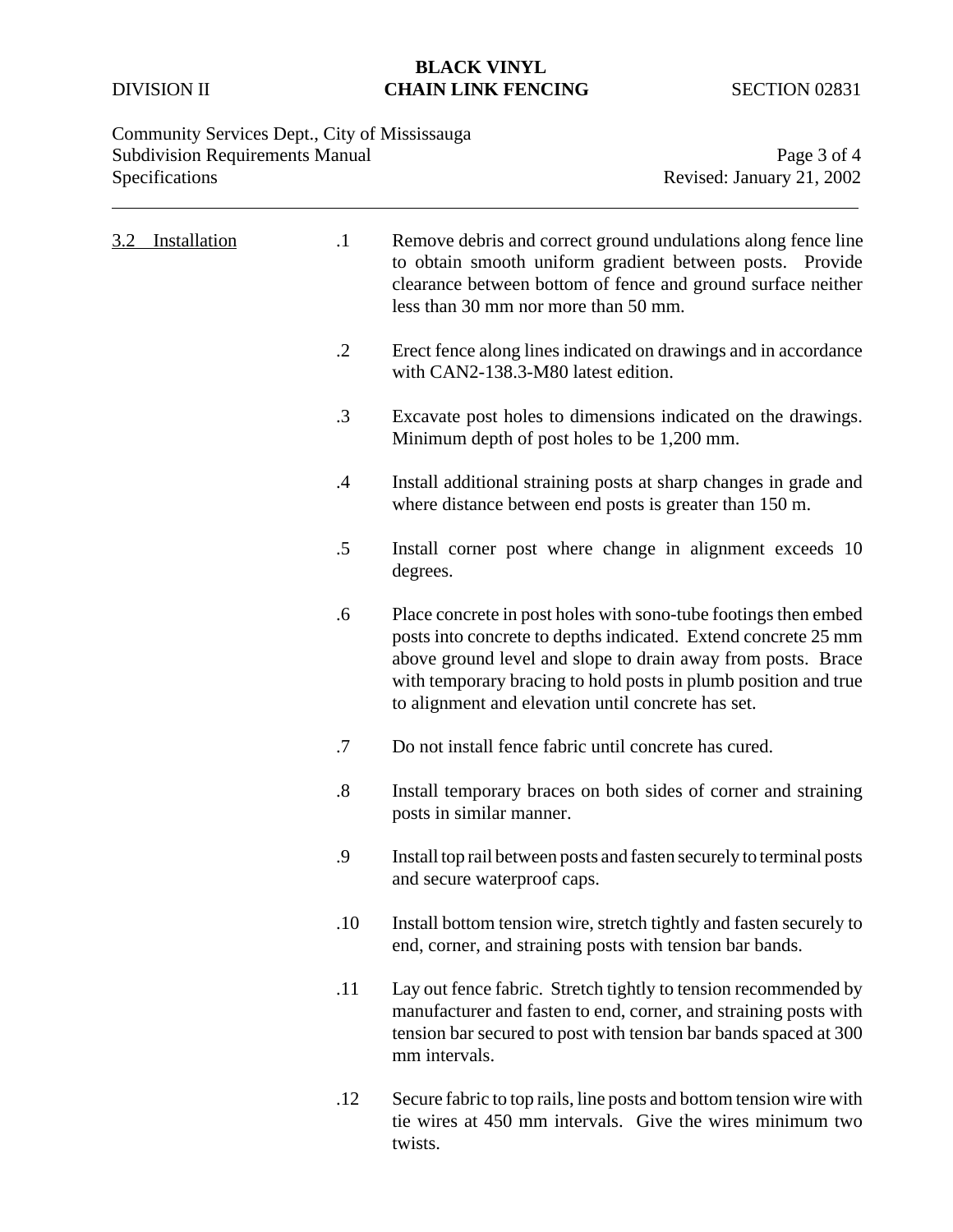### 3.2 Installation

.1 Remove debris and correct ground undulations along fence line to obtain smooth uniform gradient between posts. Provide clearance between bottom of fence and ground surface neither less than 30 mm nor more than 50 mm.

.2 Erect fence along lines indicated on drawings and in accordance with CAN2-138.3-M80 latest edition.

.3 Excavate post holes to dimensions indicated on the drawings. Minimum depth of post holes to be 1,200 mm.

.4 Install additional straining posts at sharp changes in grade and where distance between end posts is greater than 150 m.

.5 Install corner post where change in alignment exceeds 10 degrees.

.6 Place concrete in post holes with sono-tube footings then embed posts into concrete to depths indicated. Extend concrete 25 mm above ground level and slope to drain away from posts. Brace with temporary bracing to hold posts in plumb position and true to alignment and elevation until concrete has set.

.7 Do not install fence fabric until concrete has cured.

.8 Install temporary braces on both sides of corner and straining posts in similar manner.

.9 Install top rail between posts and fasten securely to terminal posts and secure waterproof caps.

.10 Install bottom tension wire, stretch tightly and fasten securely to end, corner, and straining posts with tension bar bands.

.11 Lay out fence fabric. Stretch tightly to tension recommended by manufacturer and fasten to end, corner, and straining posts with tension bar secured to post with tension bar bands spaced at 300 mm intervals.

.12 Secure fabric to top rails, line posts and bottom tension wire with tie wires at 450 mm intervals. Give the wires minimum two twists.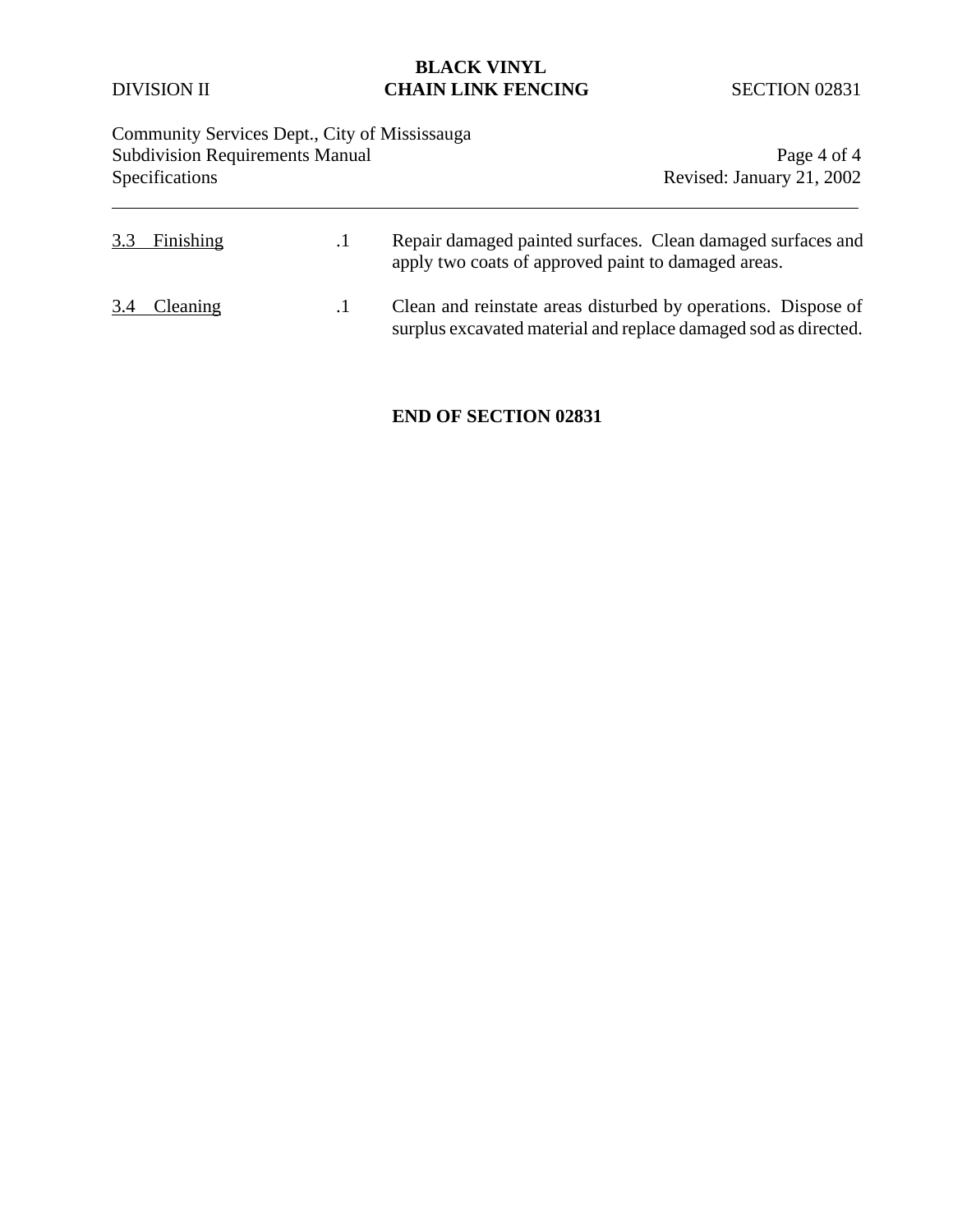3.3 Finishing

.1 Repair damaged painted surfaces. Clean damaged surfaces and apply two coats of approved paint to damaged areas.

3.4 Cleaning

.1 Clean and reinstate areas disturbed by operations. Dispose of surplus excavated material and replace damaged sod as directed.

**END OF SECTION 02831**